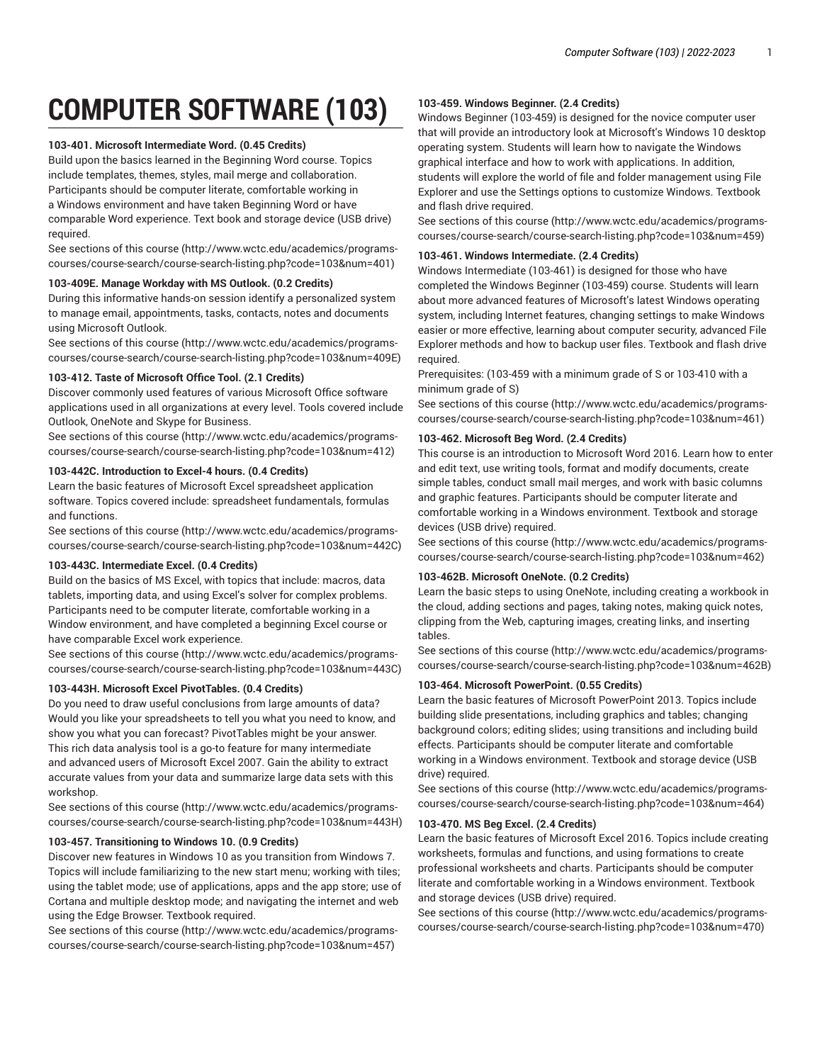# COMPUTER SOFTWARE (103)

**103-401. Microsoft Intermediate Word. (0.45 Credits)**

Build upon the basics learned in the Beginning Word course. Topics include templates, themes, styles, mail merge and collaboration. Participants should be computer literate, comfortable working in a Windows environment and have taken Beginning Word or have comparable Word experience. Text book and storage device (USB drive) required.

See sections of this course (http://www.wctc.edu/academics/programs-courses/course-search/course-search-listing.php?code=103&num=401)

**103-409E. Manage Workday with MS Outlook. (0.2 Credits)**

During this informative hands-on session identify a personalized system to manage email, appointments, tasks, contacts, notes and documents using Microsoft Outlook.

See sections of this course (http://www.wctc.edu/academics/programs-courses/course-search/course-search-listing.php?code=103&num=409E)

**103-412. Taste of Microsoft Office Tool. (2.1 Credits)**

Discover commonly used features of various Microsoft Office software applications used in all organizations at every level. Tools covered include Outlook, OneNote and Skype for Business.

See sections of this course (http://www.wctc.edu/academics/programs-courses/course-search/course-search-listing.php?code=103&num=412)

**103-442C. Introduction to Excel-4 hours. (0.4 Credits)**

Learn the basic features of Microsoft Excel spreadsheet application software. Topics covered include: spreadsheet fundamentals, formulas and functions.

See sections of this course (http://www.wctc.edu/academics/programs-courses/course-search/course-search-listing.php?code=103&num=442C)

**103-443C. Intermediate Excel. (0.4 Credits)**

Build on the basics of MS Excel, with topics that include: macros, data tablets, importing data, and using Excel's solver for complex problems. Participants need to be computer literate, comfortable working in a Window environment, and have completed a beginning Excel course or have comparable Excel work experience.

See sections of this course (http://www.wctc.edu/academics/programs-courses/course-search/course-search-listing.php?code=103&num=443C)

**103-443H. Microsoft Excel PivotTables. (0.4 Credits)**

Do you need to draw useful conclusions from large amounts of data? Would you like your spreadsheets to tell you what you need to know, and show you what you can forecast? PivotTables might be your answer. This rich data analysis tool is a go-to feature for many intermediate and advanced users of Microsoft Excel 2007. Gain the ability to extract accurate values from your data and summarize large data sets with this workshop.

See sections of this course (http://www.wctc.edu/academics/programs-courses/course-search/course-search-listing.php?code=103&num=443H)

**103-457. Transitioning to Windows 10. (0.9 Credits)**

Discover new features in Windows 10 as you transition from Windows 7. Topics will include familiarizing to the new start menu; working with tiles; using the tablet mode; use of applications, apps and the app store; use of Cortana and multiple desktop mode; and navigating the internet and web using the Edge Browser. Textbook required.

See sections of this course (http://www.wctc.edu/academics/programs-courses/course-search/course-search-listing.php?code=103&num=457)

**103-459. Windows Beginner. (2.4 Credits)**

Windows Beginner (103-459) is designed for the novice computer user that will provide an introductory look at Microsoft's Windows 10 desktop operating system. Students will learn how to navigate the Windows graphical interface and how to work with applications. In addition, students will explore the world of file and folder management using File Explorer and use the Settings options to customize Windows. Textbook and flash drive required.

See sections of this course (http://www.wctc.edu/academics/programs-courses/course-search/course-search-listing.php?code=103&num=459)

**103-461. Windows Intermediate. (2.4 Credits)**

Windows Intermediate (103-461) is designed for those who have completed the Windows Beginner (103-459) course. Students will learn about more advanced features of Microsoft's latest Windows operating system, including Internet features, changing settings to make Windows easier or more effective, learning about computer security, advanced File Explorer methods and how to backup user files. Textbook and flash drive required.

Prerequisites: (103-459 with a minimum grade of S or 103-410 with a minimum grade of S)

See sections of this course (http://www.wctc.edu/academics/programs-courses/course-search/course-search-listing.php?code=103&num=461)

**103-462. Microsoft Beg Word. (2.4 Credits)**

This course is an introduction to Microsoft Word 2016. Learn how to enter and edit text, use writing tools, format and modify documents, create simple tables, conduct small mail merges, and work with basic columns and graphic features. Participants should be computer literate and comfortable working in a Windows environment. Textbook and storage devices (USB drive) required.

See sections of this course (http://www.wctc.edu/academics/programs-courses/course-search/course-search-listing.php?code=103&num=462)

**103-462B. Microsoft OneNote. (0.2 Credits)**

Learn the basic steps to using OneNote, including creating a workbook in the cloud, adding sections and pages, taking notes, making quick notes, clipping from the Web, capturing images, creating links, and inserting tables.

See sections of this course (http://www.wctc.edu/academics/programs-courses/course-search/course-search-listing.php?code=103&num=462B)

**103-464. Microsoft PowerPoint. (0.55 Credits)**

Learn the basic features of Microsoft PowerPoint 2013. Topics include building slide presentations, including graphics and tables; changing background colors; editing slides; using transitions and including build effects. Participants should be computer literate and comfortable working in a Windows environment. Textbook and storage device (USB drive) required.

See sections of this course (http://www.wctc.edu/academics/programs-courses/course-search/course-search-listing.php?code=103&num=464)

**103-470. MS Beg Excel. (2.4 Credits)**

Learn the basic features of Microsoft Excel 2016. Topics include creating worksheets, formulas and functions, and using formations to create professional worksheets and charts. Participants should be computer literate and comfortable working in a Windows environment. Textbook and storage devices (USB drive) required.

See sections of this course (http://www.wctc.edu/academics/programs-courses/course-search/course-search-listing.php?code=103&num=470)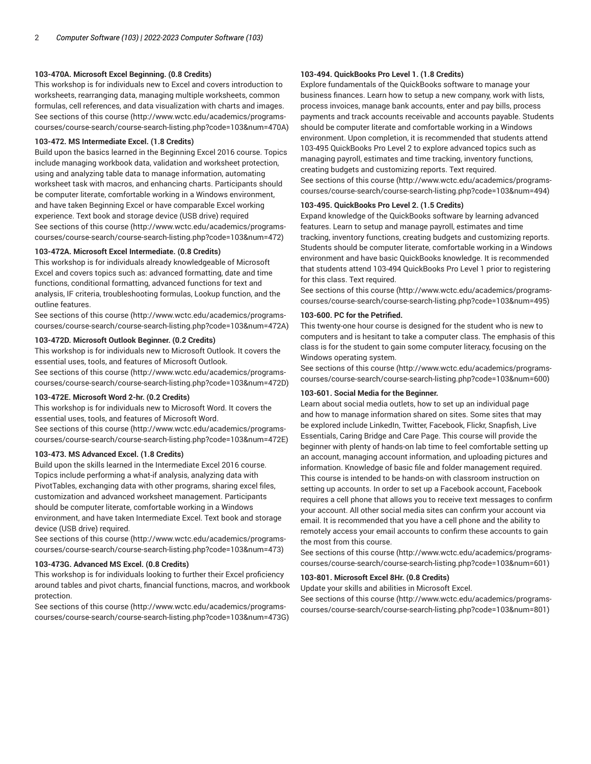**103-470A. Microsoft Excel Beginning. (0.8 Credits)**

This workshop is for individuals new to Excel and covers introduction to worksheets, rearranging data, managing multiple worksheets, common formulas, cell references, and data visualization with charts and images.

See sections of this course (http://www.wctc.edu/academics/programs-courses/course-search/course-search-listing.php?code=103&num=470A)

**103-472. MS Intermediate Excel. (1.8 Credits)**

Build upon the basics learned in the Beginning Excel 2016 course. Topics include managing workbook data, validation and worksheet protection, using and analyzing table data to manage information, automating worksheet task with macros, and enhancing charts. Participants should be computer literate, comfortable working in a Windows environment, and have taken Beginning Excel or have comparable Excel working experience. Text book and storage device (USB drive) required

See sections of this course (http://www.wctc.edu/academics/programs-courses/course-search/course-search-listing.php?code=103&num=472)

**103-472A. Microsoft Excel Intermediate. (0.8 Credits)**

This workshop is for individuals already knowledgeable of Microsoft Excel and covers topics such as: advanced formatting, date and time functions, conditional formatting, advanced functions for text and analysis, IF criteria, troubleshooting formulas, Lookup function, and the outline features.

See sections of this course (http://www.wctc.edu/academics/programs-courses/course-search/course-search-listing.php?code=103&num=472A)

**103-472D. Microsoft Outlook Beginner. (0.2 Credits)**

This workshop is for individuals new to Microsoft Outlook. It covers the essential uses, tools, and features of Microsoft Outlook.

See sections of this course (http://www.wctc.edu/academics/programs-courses/course-search/course-search-listing.php?code=103&num=472D)

**103-472E. Microsoft Word 2-hr. (0.2 Credits)**

This workshop is for individuals new to Microsoft Word. It covers the essential uses, tools, and features of Microsoft Word.

See sections of this course (http://www.wctc.edu/academics/programs-courses/course-search/course-search-listing.php?code=103&num=472E)

**103-473. MS Advanced Excel. (1.8 Credits)**

Build upon the skills learned in the Intermediate Excel 2016 course. Topics include performing a what-if analysis, analyzing data with PivotTables, exchanging data with other programs, sharing excel files, customization and advanced worksheet management. Participants should be computer literate, comfortable working in a Windows environment, and have taken Intermediate Excel. Text book and storage device (USB drive) required.

See sections of this course (http://www.wctc.edu/academics/programs-courses/course-search/course-search-listing.php?code=103&num=473)

**103-473G. Advanced MS Excel. (0.8 Credits)**

This workshop is for individuals looking to further their Excel proficiency around tables and pivot charts, financial functions, macros, and workbook protection.

See sections of this course (http://www.wctc.edu/academics/programs-courses/course-search/course-search-listing.php?code=103&num=473G)

**103-494. QuickBooks Pro Level 1. (1.8 Credits)**

Explore fundamentals of the QuickBooks software to manage your business finances. Learn how to setup a new company, work with lists, process invoices, manage bank accounts, enter and pay bills, process payments and track accounts receivable and accounts payable. Students should be computer literate and comfortable working in a Windows environment. Upon completion, it is recommended that students attend 103-495 QuickBooks Pro Level 2 to explore advanced topics such as managing payroll, estimates and time tracking, inventory functions, creating budgets and customizing reports. Text required.

See sections of this course (http://www.wctc.edu/academics/programs-courses/course-search/course-search-listing.php?code=103&num=494)

**103-495. QuickBooks Pro Level 2. (1.5 Credits)**

Expand knowledge of the QuickBooks software by learning advanced features. Learn to setup and manage payroll, estimates and time tracking, inventory functions, creating budgets and customizing reports. Students should be computer literate, comfortable working in a Windows environment and have basic QuickBooks knowledge. It is recommended that students attend 103-494 QuickBooks Pro Level 1 prior to registering for this class. Text required.

See sections of this course (http://www.wctc.edu/academics/programs-courses/course-search/course-search-listing.php?code=103&num=495)

**103-600. PC for the Petrified.**

This twenty-one hour course is designed for the student who is new to computers and is hesitant to take a computer class. The emphasis of this class is for the student to gain some computer literacy, focusing on the Windows operating system.

See sections of this course (http://www.wctc.edu/academics/programs-courses/course-search/course-search-listing.php?code=103&num=600)

**103-601. Social Media for the Beginner.**

Learn about social media outlets, how to set up an individual page and how to manage information shared on sites. Some sites that may be explored include LinkedIn, Twitter, Facebook, Flickr, Snapfish, Live Essentials, Caring Bridge and Care Page. This course will provide the beginner with plenty of hands-on lab time to feel comfortable setting up an account, managing account information, and uploading pictures and information. Knowledge of basic file and folder management required. This course is intended to be hands-on with classroom instruction on setting up accounts. In order to set up a Facebook account, Facebook requires a cell phone that allows you to receive text messages to confirm your account. All other social media sites can confirm your account via email. It is recommended that you have a cell phone and the ability to remotely access your email accounts to confirm these accounts to gain the most from this course.

See sections of this course (http://www.wctc.edu/academics/programs-courses/course-search/course-search-listing.php?code=103&num=601)

**103-801. Microsoft Excel 8Hr. (0.8 Credits)**

Update your skills and abilities in Microsoft Excel.

See sections of this course (http://www.wctc.edu/academics/programs-courses/course-search/course-search-listing.php?code=103&num=801)